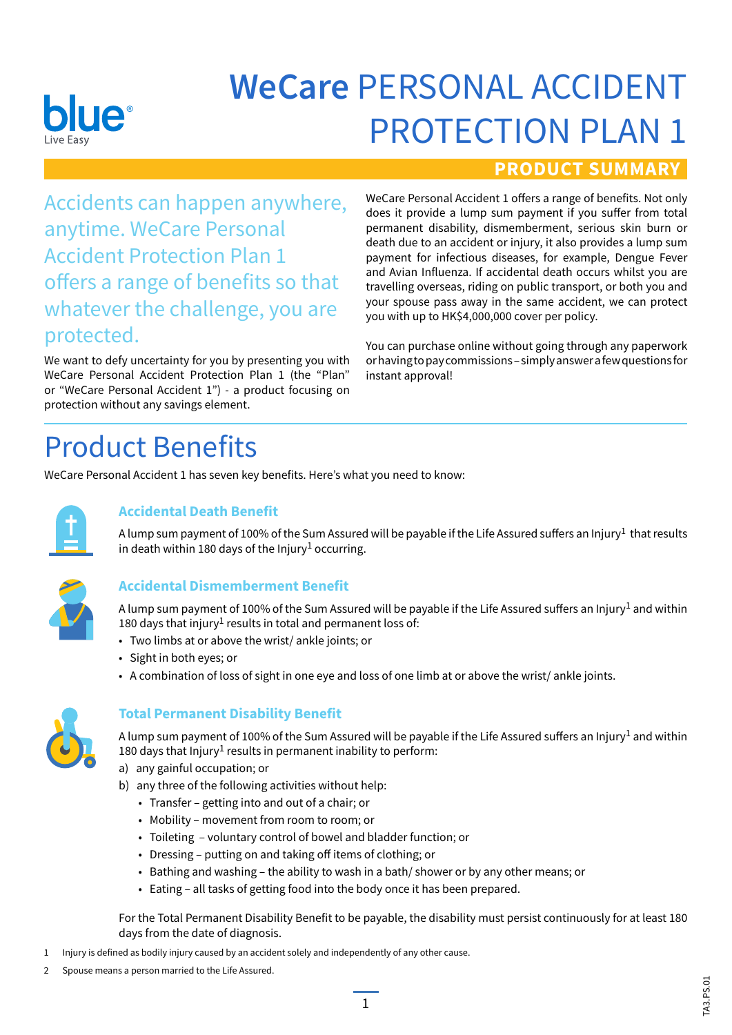# WeCare PERSONAL ACCIDENT PROTECTION PLAN 1

blue
Live Easy

**PRODUCT SUMMARY**

Accidents can happen anywhere, anytime. WeCare Personal Accident Protection Plan 1 offers a range of benefits so that whatever the challenge, you are protected.

We want to defy uncertainty for you by presenting you with WeCare Personal Accident Protection Plan 1 (the "Plan" or "WeCare Personal Accident 1") - a product focusing on protection without any savings element.

WeCare Personal Accident 1 offers a range of benefits. Not only does it provide a lump sum payment if you suffer from total permanent disability, dismemberment, serious skin burn or death due to an accident or injury, it also provides a lump sum payment for infectious diseases, for example, Dengue Fever and Avian Influenza. If accidental death occurs whilst you are travelling overseas, riding on public transport, or both you and your spouse pass away in the same accident, we can protect you with up to HK$4,000,000 cover per policy.

You can purchase online without going through any paperwork or having to pay commissions – simply answer a few questions for instant approval!

## Product Benefits

WeCare Personal Accident 1 has seven key benefits. Here's what you need to know:

### Accidental Death Benefit

A lump sum payment of 100% of the Sum Assured will be payable if the Life Assured suffers an Injury[1] that results in death within 180 days of the Injury[1] occurring.

### Accidental Dismemberment Benefit

A lump sum payment of 100% of the Sum Assured will be payable if the Life Assured suffers an Injury[1] and within 180 days that injury[1] results in total and permanent loss of:

- Two limbs at or above the wrist/ ankle joints; or
- Sight in both eyes; or
- A combination of loss of sight in one eye and loss of one limb at or above the wrist/ ankle joints.

### Total Permanent Disability Benefit

A lump sum payment of 100% of the Sum Assured will be payable if the Life Assured suffers an Injury[1] and within 180 days that Injury[1] results in permanent inability to perform:

a) any gainful occupation; or
b) any three of the following activities without help:
   - Transfer – getting into and out of a chair; or
   - Mobility – movement from room to room; or
   - Toileting – voluntary control of bowel and bladder function; or
   - Dressing – putting on and taking off items of clothing; or
   - Bathing and washing – the ability to wash in a bath/ shower or by any other means; or
   - Eating – all tasks of getting food into the body once it has been prepared.

For the Total Permanent Disability Benefit to be payable, the disability must persist continuously for at least 180 days from the date of diagnosis.

1 Injury is defined as bodily injury caused by an accident solely and independently of any other cause.

2 Spouse means a person married to the Life Assured.

TA3.PS.01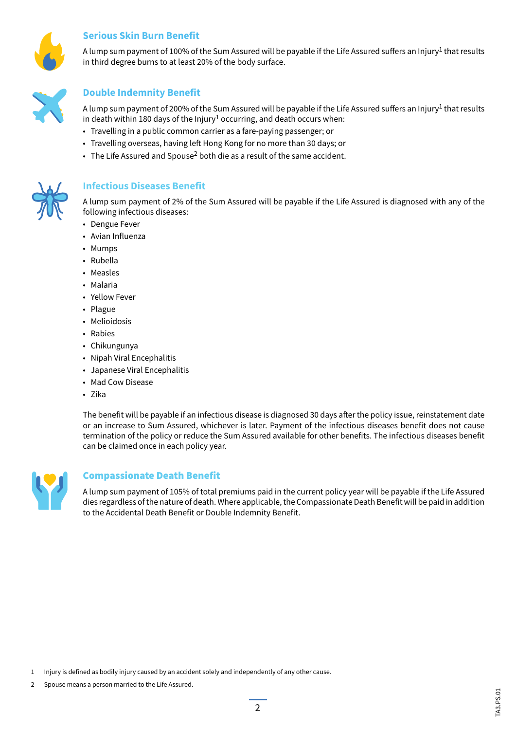## Serious Skin Burn Benefit

A lump sum payment of 100% of the Sum Assured will be payable if the Life Assured suffers an Injury[1] that results in third degree burns to at least 20% of the body surface.

## Double Indemnity Benefit

A lump sum payment of 200% of the Sum Assured will be payable if the Life Assured suffers an Injury[1] that results in death within 180 days of the Injury[1] occurring, and death occurs when:

- Travelling in a public common carrier as a fare-paying passenger; or
- Travelling overseas, having left Hong Kong for no more than 30 days; or
- The Life Assured and Spouse[2] both die as a result of the same accident.

## Infectious Diseases Benefit

A lump sum payment of 2% of the Sum Assured will be payable if the Life Assured is diagnosed with any of the following infectious diseases:

- Dengue Fever
- Avian Influenza
- Mumps
- Rubella
- Measles
- Malaria
- Yellow Fever
- Plague
- Melioidosis
- Rabies
- Chikungunya
- Nipah Viral Encephalitis
- Japanese Viral Encephalitis
- Mad Cow Disease
- Zika

The benefit will be payable if an infectious disease is diagnosed 30 days after the policy issue, reinstatement date or an increase to Sum Assured, whichever is later. Payment of the infectious diseases benefit does not cause termination of the policy or reduce the Sum Assured available for other benefits. The infectious diseases benefit can be claimed once in each policy year.

## Compassionate Death Benefit

A lump sum payment of 105% of total premiums paid in the current policy year will be payable if the Life Assured dies regardless of the nature of death. Where applicable, the Compassionate Death Benefit will be paid in addition to the Accidental Death Benefit or Double Indemnity Benefit.

1 Injury is defined as bodily injury caused by an accident solely and independently of any other cause.

2 Spouse means a person married to the Life Assured.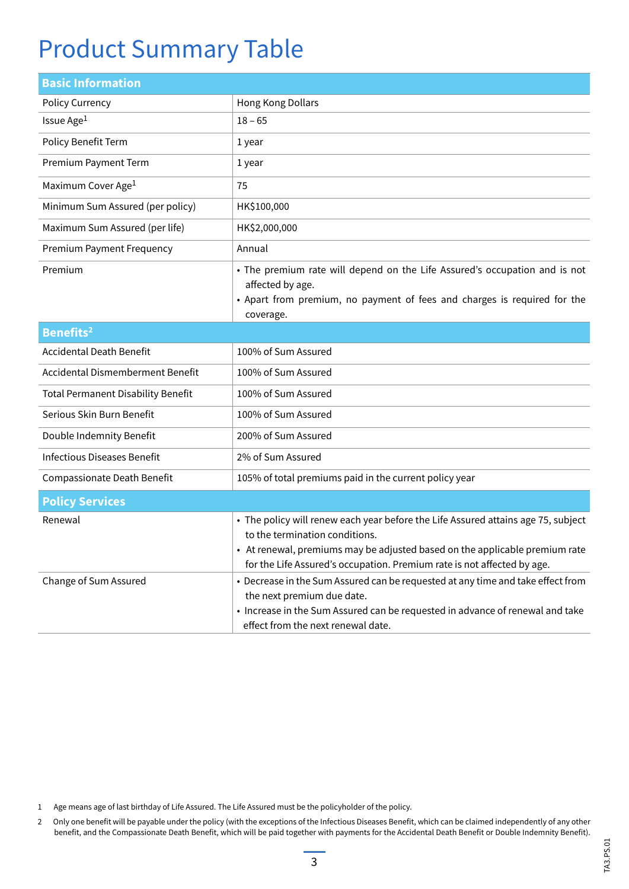# Product Summary Table

| Basic Information | |
|---|---|
| Policy Currency | Hong Kong Dollars |
| Issue Age[1] | 18 – 65 |
| Policy Benefit Term | 1 year |
| Premium Payment Term | 1 year |
| Maximum Cover Age[1] | 75 |
| Minimum Sum Assured (per policy) | HK$100,000 |
| Maximum Sum Assured (per life) | HK$2,000,000 |
| Premium Payment Frequency | Annual |
| Premium | • The premium rate will depend on the Life Assured's occupation and is not affected by age.<br>• Apart from premium, no payment of fees and charges is required for the coverage. |
| **Benefits[2]** | |
| Accidental Death Benefit | 100% of Sum Assured |
| Accidental Dismemberment Benefit | 100% of Sum Assured |
| Total Permanent Disability Benefit | 100% of Sum Assured |
| Serious Skin Burn Benefit | 100% of Sum Assured |
| Double Indemnity Benefit | 200% of Sum Assured |
| Infectious Diseases Benefit | 2% of Sum Assured |
| Compassionate Death Benefit | 105% of total premiums paid in the current policy year |
| **Policy Services** | |
| Renewal | • The policy will renew each year before the Life Assured attains age 75, subject to the termination conditions.<br>• At renewal, premiums may be adjusted based on the applicable premium rate for the Life Assured's occupation. Premium rate is not affected by age. |
| Change of Sum Assured | • Decrease in the Sum Assured can be requested at any time and take effect from the next premium due date.<br>• Increase in the Sum Assured can be requested in advance of renewal and take effect from the next renewal date. |

1 Age means age of last birthday of Life Assured. The Life Assured must be the policyholder of the policy.

2 Only one benefit will be payable under the policy (with the exceptions of the Infectious Diseases Benefit, which can be claimed independently of any other benefit, and the Compassionate Death Benefit, which will be paid together with payments for the Accidental Death Benefit or Double Indemnity Benefit).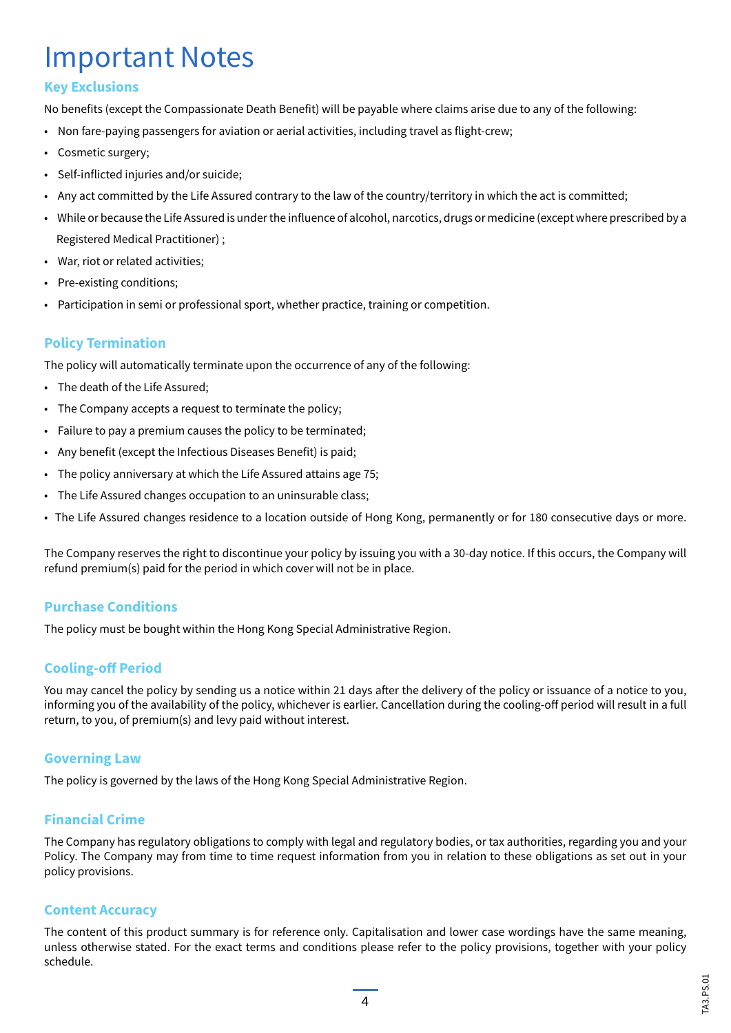# Important Notes

## Key Exclusions

No benefits (except the Compassionate Death Benefit) will be payable where claims arise due to any of the following:

- Non fare-paying passengers for aviation or aerial activities, including travel as flight-crew;
- Cosmetic surgery;
- Self-inflicted injuries and/or suicide;
- Any act committed by the Life Assured contrary to the law of the country/territory in which the act is committed;
- While or because the Life Assured is under the influence of alcohol, narcotics, drugs or medicine (except where prescribed by a Registered Medical Practitioner) ;
- War, riot or related activities;
- Pre-existing conditions;
- Participation in semi or professional sport, whether practice, training or competition.

## Policy Termination

The policy will automatically terminate upon the occurrence of any of the following:

- The death of the Life Assured;
- The Company accepts a request to terminate the policy;
- Failure to pay a premium causes the policy to be terminated;
- Any benefit (except the Infectious Diseases Benefit) is paid;
- The policy anniversary at which the Life Assured attains age 75;
- The Life Assured changes occupation to an uninsurable class;
- The Life Assured changes residence to a location outside of Hong Kong, permanently or for 180 consecutive days or more.

The Company reserves the right to discontinue your policy by issuing you with a 30-day notice. If this occurs, the Company will refund premium(s) paid for the period in which cover will not be in place.

## Purchase Conditions

The policy must be bought within the Hong Kong Special Administrative Region.

## Cooling-off Period

You may cancel the policy by sending us a notice within 21 days after the delivery of the policy or issuance of a notice to you, informing you of the availability of the policy, whichever is earlier. Cancellation during the cooling-off period will result in a full return, to you, of premium(s) and levy paid without interest.

## Governing Law

The policy is governed by the laws of the Hong Kong Special Administrative Region.

## Financial Crime

The Company has regulatory obligations to comply with legal and regulatory bodies, or tax authorities, regarding you and your Policy. The Company may from time to time request information from you in relation to these obligations as set out in your policy provisions.

## Content Accuracy

The content of this product summary is for reference only. Capitalisation and lower case wordings have the same meaning, unless otherwise stated. For the exact terms and conditions please refer to the policy provisions, together with your policy schedule.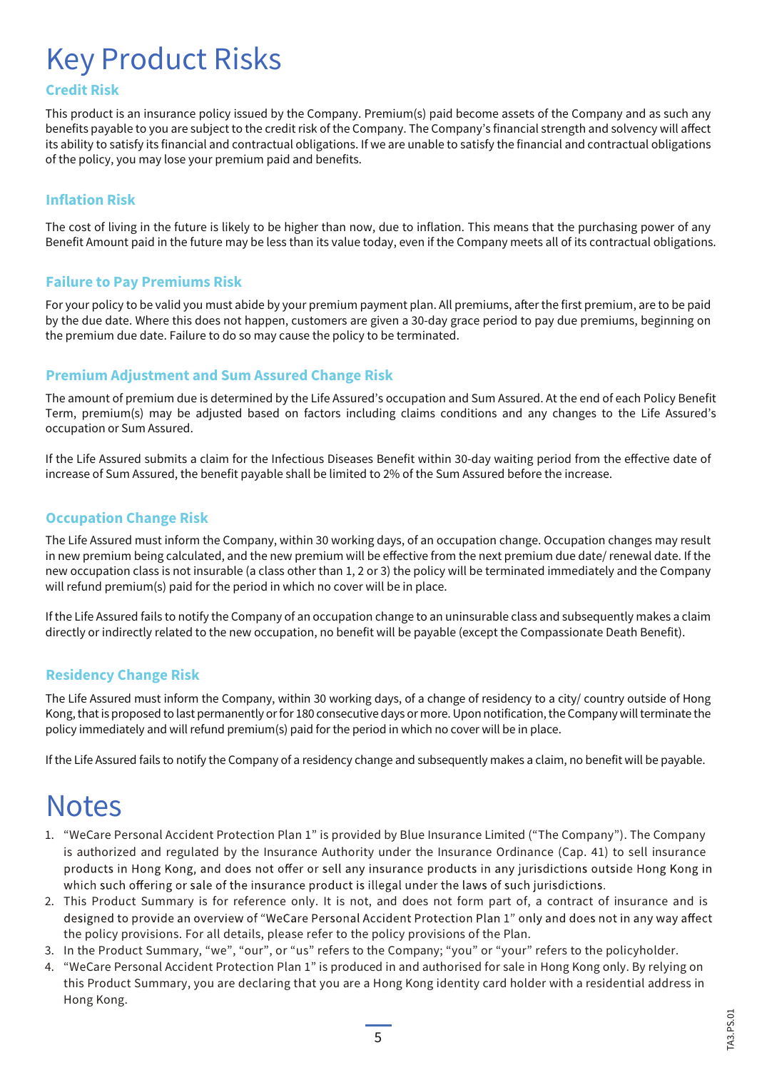# Key Product Risks

## Credit Risk

This product is an insurance policy issued by the Company. Premium(s) paid become assets of the Company and as such any benefits payable to you are subject to the credit risk of the Company. The Company's financial strength and solvency will affect its ability to satisfy its financial and contractual obligations. If we are unable to satisfy the financial and contractual obligations of the policy, you may lose your premium paid and benefits.

## Inflation Risk

The cost of living in the future is likely to be higher than now, due to inflation. This means that the purchasing power of any Benefit Amount paid in the future may be less than its value today, even if the Company meets all of its contractual obligations.

## Failure to Pay Premiums Risk

For your policy to be valid you must abide by your premium payment plan. All premiums, after the first premium, are to be paid by the due date. Where this does not happen, customers are given a 30-day grace period to pay due premiums, beginning on the premium due date. Failure to do so may cause the policy to be terminated.

## Premium Adjustment and Sum Assured Change Risk

The amount of premium due is determined by the Life Assured's occupation and Sum Assured. At the end of each Policy Benefit Term, premium(s) may be adjusted based on factors including claims conditions and any changes to the Life Assured's occupation or Sum Assured.

If the Life Assured submits a claim for the Infectious Diseases Benefit within 30-day waiting period from the effective date of increase of Sum Assured, the benefit payable shall be limited to 2% of the Sum Assured before the increase.

## Occupation Change Risk

The Life Assured must inform the Company, within 30 working days, of an occupation change. Occupation changes may result in new premium being calculated, and the new premium will be effective from the next premium due date/ renewal date. If the new occupation class is not insurable (a class other than 1, 2 or 3) the policy will be terminated immediately and the Company will refund premium(s) paid for the period in which no cover will be in place.

If the Life Assured fails to notify the Company of an occupation change to an uninsurable class and subsequently makes a claim directly or indirectly related to the new occupation, no benefit will be payable (except the Compassionate Death Benefit).

## Residency Change Risk

The Life Assured must inform the Company, within 30 working days, of a change of residency to a city/ country outside of Hong Kong, that is proposed to last permanently or for 180 consecutive days or more. Upon notification, the Company will terminate the policy immediately and will refund premium(s) paid for the period in which no cover will be in place.

If the Life Assured fails to notify the Company of a residency change and subsequently makes a claim, no benefit will be payable.

# Notes

1. "WeCare Personal Accident Protection Plan 1" is provided by Blue Insurance Limited ("The Company"). The Company is authorized and regulated by the Insurance Authority under the Insurance Ordinance (Cap. 41) to sell insurance products in Hong Kong, and does not offer or sell any insurance products in any jurisdictions outside Hong Kong in which such offering or sale of the insurance product is illegal under the laws of such jurisdictions.
2. This Product Summary is for reference only. It is not, and does not form part of, a contract of insurance and is designed to provide an overview of "WeCare Personal Accident Protection Plan 1" only and does not in any way affect the policy provisions. For all details, please refer to the policy provisions of the Plan.
3. In the Product Summary, "we", "our", or "us" refers to the Company; "you" or "your" refers to the policyholder.
4. "WeCare Personal Accident Protection Plan 1" is produced in and authorised for sale in Hong Kong only. By relying on this Product Summary, you are declaring that you are a Hong Kong identity card holder with a residential address in Hong Kong.

TA3.PS.01